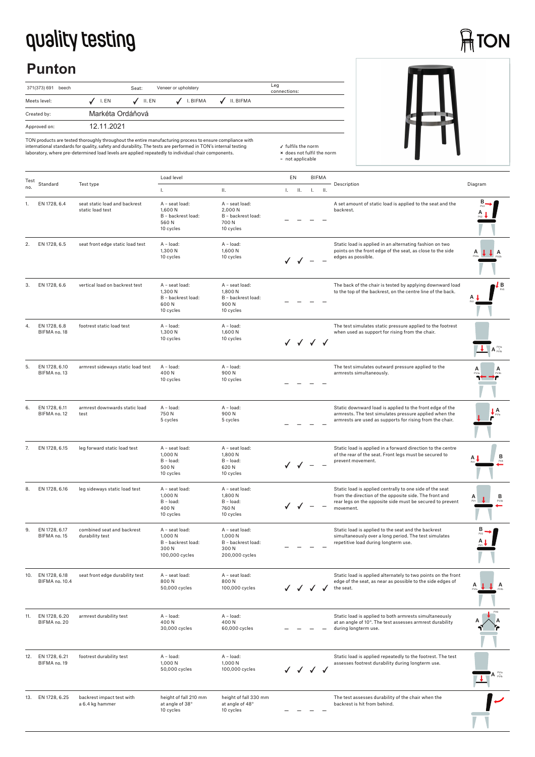# quality testing

TON

## Punton

| 371(373) 691 beech | Seat: | Veneer or upholstery | Leg connections: |
|---|---|---|---|
| Meets level: | ✓ I. EN ✓ II. EN | ✓ I. BIFMA ✓ II. BIFMA | |
| Created by: | Markéta Ordáňová | | |
| Approved on: | 12.11.2021 | | |

TON products are tested thoroughly throughout the entire manufacturing process to ensure compliance with international standards for quality, safety and durability. The tests are performed in TON's internal testing laboratory, where pre-determined load levels are applied repeatedly to individual chair components.

- ✓ fulfils the norm
- × does not fulfil the norm
- – not applicable

| Test no. | Standard | Test type | Load level I. | Load level II. | EN I. | EN II. | BIFMA I. | BIFMA II. | Description |
|---|---|---|---|---|---|---|---|---|---|
| 1. | EN 1728, 6.4 | seat static load and backrest static load test | A – seat load: 1,600 N B – backrest load: 560 N 10 cycles | A – seat load: 2,000 N B – backrest load: 700 N 10 cycles | – | – | – | – | A set amount of static load is applied to the seat and the backrest. |
| 2. | EN 1728, 6.5 | seat front edge static load test | A – load: 1,300 N 10 cycles | A – load: 1,600 N 10 cycles | ✓ | ✓ | – | – | Static load is applied in an alternating fashion on two points on the front edge of the seat, as close to the side edges as possible. |
| 3. | EN 1728, 6.6 | vertical load on backrest test | A – seat load: 1,300 N B – backrest load: 600 N 10 cycles | A – seat load: 1,800 N B – backrest load: 900 N 10 cycles | – | – | – | – | The back of the chair is tested by applying downward load to the top of the backrest, on the centre line of the back. |
| 4. | EN 1728, 6.8 BIFMA no. 18 | footrest static load test | A – load: 1,300 N 10 cycles | A – load: 1,600 N 10 cycles | ✓ | ✓ | ✓ | ✓ | The test simulates static pressure applied to the footrest when used as support for rising from the chair. |
| 5. | EN 1728, 6.10 BIFMA no. 13 | armrest sideways static load test | A – load: 400 N 10 cycles | A – load: 900 N 10 cycles | – | – | – | – | The test simulates outward pressure applied to the armrests simultaneously. |
| 6. | EN 1728, 6.11 BIFMA no. 12 | armrest downwards static load test | A – load: 750 N 5 cycles | A – load: 900 N 5 cycles | – | – | – | – | Static downward load is applied to the front edge of the armrests. The test simulates pressure applied when the armrests are used as supports for rising from the chair. |
| 7. | EN 1728, 6.15 | leg forward static load test | A – seat load: 1,000 N B – load: 500 N 10 cycles | A – seat load: 1,800 N B – load: 620 N 10 cycles | ✓ | ✓ | – | – | Static load is applied in a forward direction to the centre of the rear of the seat. Front legs must be secured to prevent movement. |
| 8. | EN 1728, 6.16 | leg sideways static load test | A – seat load: 1,000 N B – load: 400 N 10 cycles | A – seat load: 1,800 N B – load: 760 N 10 cycles | ✓ | ✓ | – | – | Static load is applied centrally to one side of the seat from the direction of the opposite side. The front and rear legs on the opposite side must be secured to prevent movement. |
| 9. | EN 1728, 6.17 BIFMA no. 15 | combined seat and backrest durability test | A – seat load: 1,000 N B – backrest load: 300 N 100,000 cycles | A – seat load: 1,000 N B – backrest load: 300 N 200,000 cycles | – | – | – | – | Static load is applied to the seat and the backrest simultaneously over a long period. The test simulates repetitive load during longterm use. |
| 10. | EN 1728, 6.18 BIFMA no. 10.4 | seat front edge durability test | A – seat load: 800 N 50,000 cycles | A – seat load: 800 N 100,000 cycles | ✓ | ✓ | ✓ | ✓ | Static load is applied alternately to two points on the front edge of the seat, as near as possible to the side edges of the seat. |
| 11. | EN 1728, 6.20 BIFMA no. 20 | armrest durability test | A – load: 400 N 30,000 cycles | A – load: 400 N 60,000 cycles | – | – | – | – | Static load is applied to both armrests simultaneously at an angle of 10°. The test assesses armrest durability during longterm use. |
| 12. | EN 1728, 6.21 BIFMA no. 19 | footrest durability test | A – load: 1,000 N 50,000 cycles | A – load: 1,000 N 100,000 cycles | ✓ | ✓ | ✓ | ✓ | Static load is applied repeatedly to the footrest. The test assesses footrest durability during longterm use. |
| 13. | EN 1728, 6.25 | backrest impact test with a 6.4 kg hammer | height of fall 210 mm at angle of 38° 10 cycles | height of fall 330 mm at angle of 48° 10 cycles | – | – | – | – | The test assesses durability of the chair when the backrest is hit from behind. |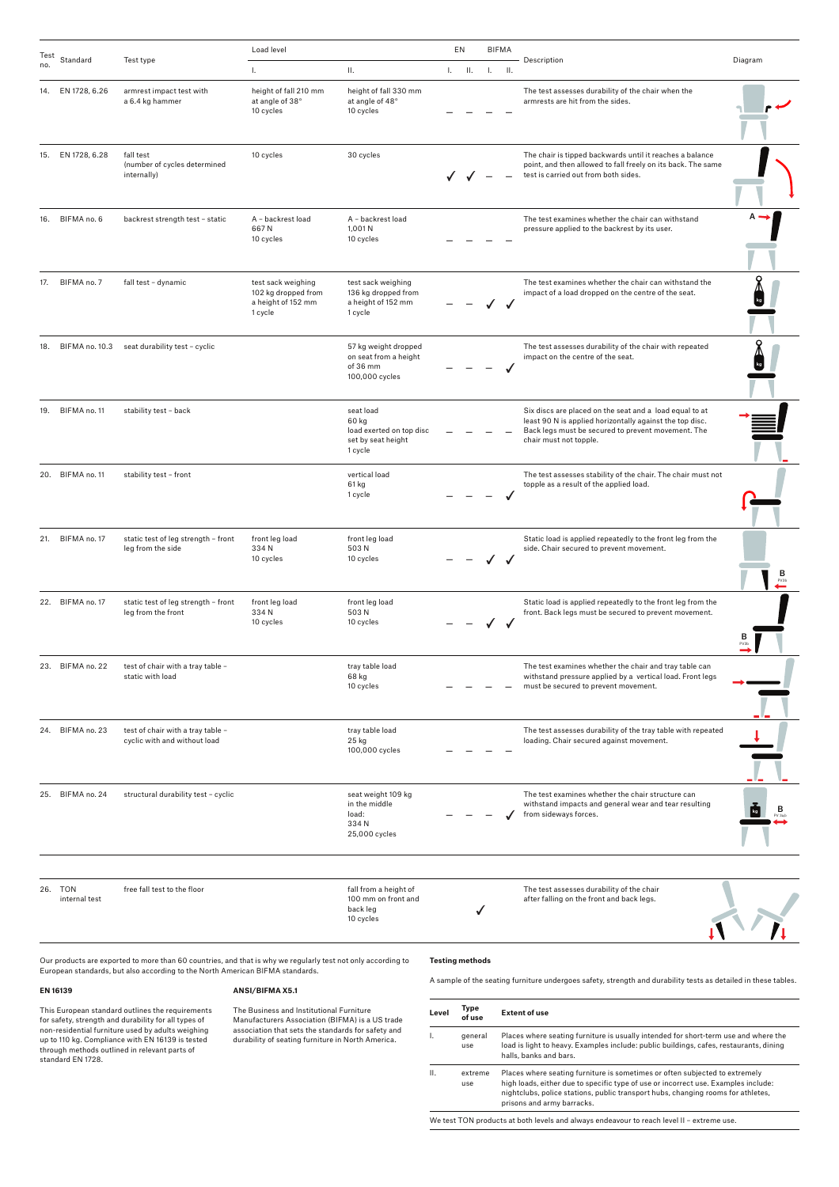| Test no. | Standard | Test type | Load level I. | Load level II. | EN I. | EN II. | BIFMA I. | BIFMA II. | Description | Diagram |
|---|---|---|---|---|---|---|---|---|---|---|
| 14. | EN 1728, 6.26 | armrest impact test with a 6.4 kg hammer | height of fall 210 mm at angle of 38° 10 cycles | height of fall 330 mm at angle of 48° 10 cycles | – | – | – | – | The test assesses durability of the chair when the armrests are hit from the sides. | |
| 15. | EN 1728, 6.28 | fall test (number of cycles determined internally) | 10 cycles | 30 cycles | ✓ | ✓ | – | – | The chair is tipped backwards until it reaches a balance point, and then allowed to fall freely on its back. The same test is carried out from both sides. | |
| 16. | BIFMA no. 6 | backrest strength test – static | A – backrest load 667 N 10 cycles | A – backrest load 1,001 N 10 cycles | – | – | – | – | The test examines whether the chair can withstand pressure applied to the backrest by its user. | A |
| 17. | BIFMA no. 7 | fall test – dynamic | test sack weighing 102 kg dropped from a height of 152 mm 1 cycle | test sack weighing 136 kg dropped from a height of 152 mm 1 cycle | – | – | ✓ | ✓ | The test examines whether the chair can withstand the impact of a load dropped on the centre of the seat. | kg |
| 18. | BIFMA no. 10.3 | seat durability test – cyclic | | 57 kg weight dropped on seat from a height of 36 mm 100,000 cycles | – | – | – | ✓ | The test assesses durability of the chair with repeated impact on the centre of the seat. | kg |
| 19. | BIFMA no. 11 | stability test – back | | seat load 60 kg load exerted on top disc set by seat height 1 cycle | – | – | – | – | Six discs are placed on the seat and a load equal to at least 90 N is applied horizontally against the top disc. Back legs must be secured to prevent movement. The chair must not topple. | |
| 20. | BIFMA no. 11 | stability test – front | | vertical load 61 kg 1 cycle | – | – | – | ✓ | The test assesses stability of the chair. The chair must not topple as a result of the applied load. | |
| 21. | BIFMA no. 17 | static test of leg strength – front leg from the side | front leg load 334 N 10 cycles | front leg load 503 N 10 cycles | – | – | ✓ | ✓ | Static load is applied repeatedly to the front leg from the side. Chair secured to prevent movement. | B |
| 22. | BIFMA no. 17 | static test of leg strength – front leg from the front | front leg load 334 N 10 cycles | front leg load 503 N 10 cycles | – | – | ✓ | ✓ | Static load is applied repeatedly to the front leg from the front. Back legs must be secured to prevent movement. | B |
| 23. | BIFMA no. 22 | test of chair with a tray table – static with load | | tray table load 68 kg 10 cycles | – | – | – | – | The test examines whether the chair and tray table can withstand pressure applied by a vertical load. Front legs must be secured to prevent movement. | |
| 24. | BIFMA no. 23 | test of chair with a tray table – cyclic with and without load | | tray table load 25 kg 100,000 cycles | – | – | – | – | The test assesses durability of the tray table with repeated loading. Chair secured against movement. | |
| 25. | BIFMA no. 24 | structural durability test – cyclic | | seat weight 109 kg in the middle load: 334 N 25,000 cycles | – | – | – | ✓ | The test examines whether the chair structure can withstand impacts and general wear and tear resulting from sideways forces. | kg B |
| 26. | TON internal test | free fall test to the floor | | fall from a height of 100 mm on front and back leg 10 cycles | | ✓ | | | The test assesses durability of the chair after falling on the front and back legs. | |

Our products are exported to more than 60 countries, and that is why we regularly test not only according to European standards, but also according to the North American BIFMA standards.

**EN 16139**

This European standard outlines the requirements for safety, strength and durability for all types of non-residential furniture used by adults weighing up to 110 kg. Compliance with EN 16139 is tested through methods outlined in relevant parts of standard EN 1728.

**ANSI/BIFMA X5.1**

The Business and Institutional Furniture Manufacturers Association (BIFMA) is a US trade association that sets the standards for safety and durability of seating furniture in North America.

**Testing methods**

A sample of the seating furniture undergoes safety, strength and durability tests as detailed in these tables.

| Level | Type of use | Extent of use |
|---|---|---|
| I. | general use | Places where seating furniture is usually intended for short-term use and where the load is light to heavy. Examples include: public buildings, cafes, restaurants, dining halls, banks and bars. |
| II. | extreme use | Places where seating furniture is sometimes or often subjected to extremely high loads, either due to specific type of use or incorrect use. Examples include: nightclubs, police stations, public transport hubs, changing rooms for athletes, prisons and army barracks. |

We test TON products at both levels and always endeavour to reach level II – extreme use.